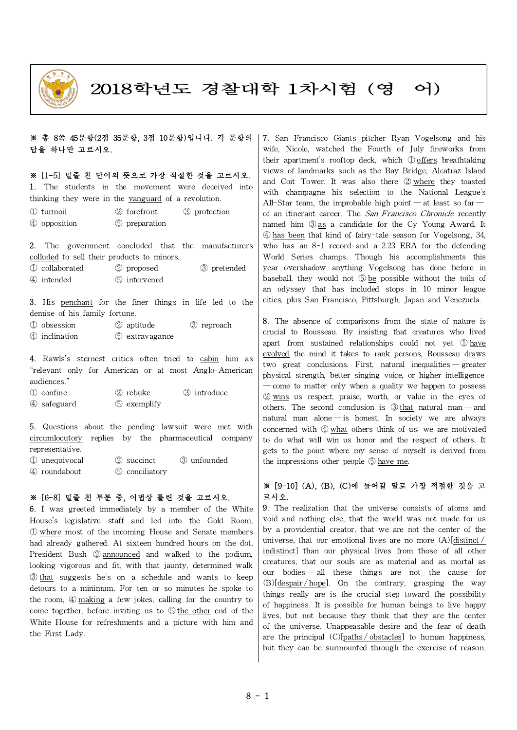# 2018학년도 경찰대학 1차시험 (영 어)

※ 총 8쪽 45문항(2점 35문항, 3점 10문항)입니다. 각 문항의 답을 하나만 고르시오.

※ [1-5] 밑줄 친 단어의 뜻으로 가장 적절한 것을 고르시오.

1. The students in the movement were deceived into thinking they were in the <u>vanguard</u> of a revolution.

① turmoil ② forefront ③ protection
④ opposition ⑤ preparation

2. The government concluded that the manufacturers <u>colluded</u> to sell their products to minors.

① collaborated ② proposed ③ pretended
④ intended ⑤ intervened

3. His <u>penchant</u> for the finer things in life led to the demise of his family fortune.

① obsession ② aptitude ③ reproach
④ inclination ⑤ extravagance

4. Rawls's sternest critics often tried to <u>cabin</u> him as "relevant only for American or at most Anglo-American audiences."

① confine ② rebuke ③ introduce
④ safeguard ⑤ exemplify

5. Questions about the pending lawsuit were met with <u>circumlocutory</u> replies by the pharmaceutical company representative.

① unequivocal ② succinct ③ unfounded
④ roundabout ⑤ conciliatory

※ [6-8] 밑줄 친 부분 중, 어법상 <u>틀린</u> 것을 고르시오.

6. I was greeted immediately by a member of the White House's legislative staff and led into the Gold Room, ① <u>where</u> most of the incoming House and Senate members had already gathered. At sixteen hundred hours on the dot, President Bush ② <u>announced</u> and walked to the podium, looking vigorous and fit, with that jaunty, determined walk ③ <u>that</u> suggests he's on a schedule and wants to keep detours to a minimum. For ten or so minutes he spoke to the room, ④ <u>making</u> a few jokes, calling for the country to come together, before inviting us to ⑤ <u>the other</u> end of the White House for refreshments and a picture with him and the First Lady.

7. San Francisco Giants pitcher Ryan Vogelsong and his wife, Nicole, watched the Fourth of July fireworks from their apartment's rooftop deck, which ① <u>offers</u> breathtaking views of landmarks such as the Bay Bridge, Alcatraz Island and Coit Tower. It was also there ② <u>where</u> they toasted with champagne his selection to the National League's All-Star team, the improbable high point — at least so far — of an itinerant career. The *San Francisco Chronicle* recently named him ③ <u>as</u> a candidate for the Cy Young Award. It ④ <u>has been</u> that kind of fairy-tale season for Vogelsong, 34, who has an 8-1 record and a 2.23 ERA for the defending World Series champs. Though his accomplishments this year overshadow anything Vogelsong has done before in baseball, they would not ⑤ <u>be</u> possible without the toils of an odyssey that has included stops in 10 minor league cities, plus San Francisco, Pittsburgh, Japan and Venezuela.

8. The absence of comparisons from the state of nature is crucial to Rousseau. By insisting that creatures who lived apart from sustained relationships could not yet ① <u>have evolved</u> the mind it takes to rank persons, Rousseau draws two great conclusions. First, natural inequalities — greater physical strength, better singing voice, or higher intelligence — come to matter only when a quality we happen to possess ② <u>wins</u> us respect, praise, worth, or value in the eyes of others. The second conclusion is ③ <u>that</u> natural man — and natural man alone — is honest. In society we are always concerned with ④ <u>what</u> others think of us; we are motivated to do what will win us honor and the respect of others. It gets to the point where my sense of myself is derived from the impressions other people ⑤ <u>have me</u>.

※ [9-10] (A), (B), (C)에 들어갈 말로 가장 적절한 것을 고르시오.

9. The realization that the universe consists of atoms and void and nothing else, that the world was not made for us by a providential creator, that we are not the center of the universe, that our emotional lives are no more (A)[<u>distinct / indistinct</u>] than our physical lives from those of all other creatures, that our souls are as material and as mortal as our bodies — all these things are not the cause for (B)[<u>despair / hope</u>]. On the contrary, grasping the way things really are is the crucial step toward the possibility of happiness. It is possible for human beings to live happy lives, but not because they think that they are the center of the universe. Unappeasable desire and the fear of death are the principal (C)[<u>paths / obstacles</u>] to human happiness, but they can be surmounted through the exercise of reason.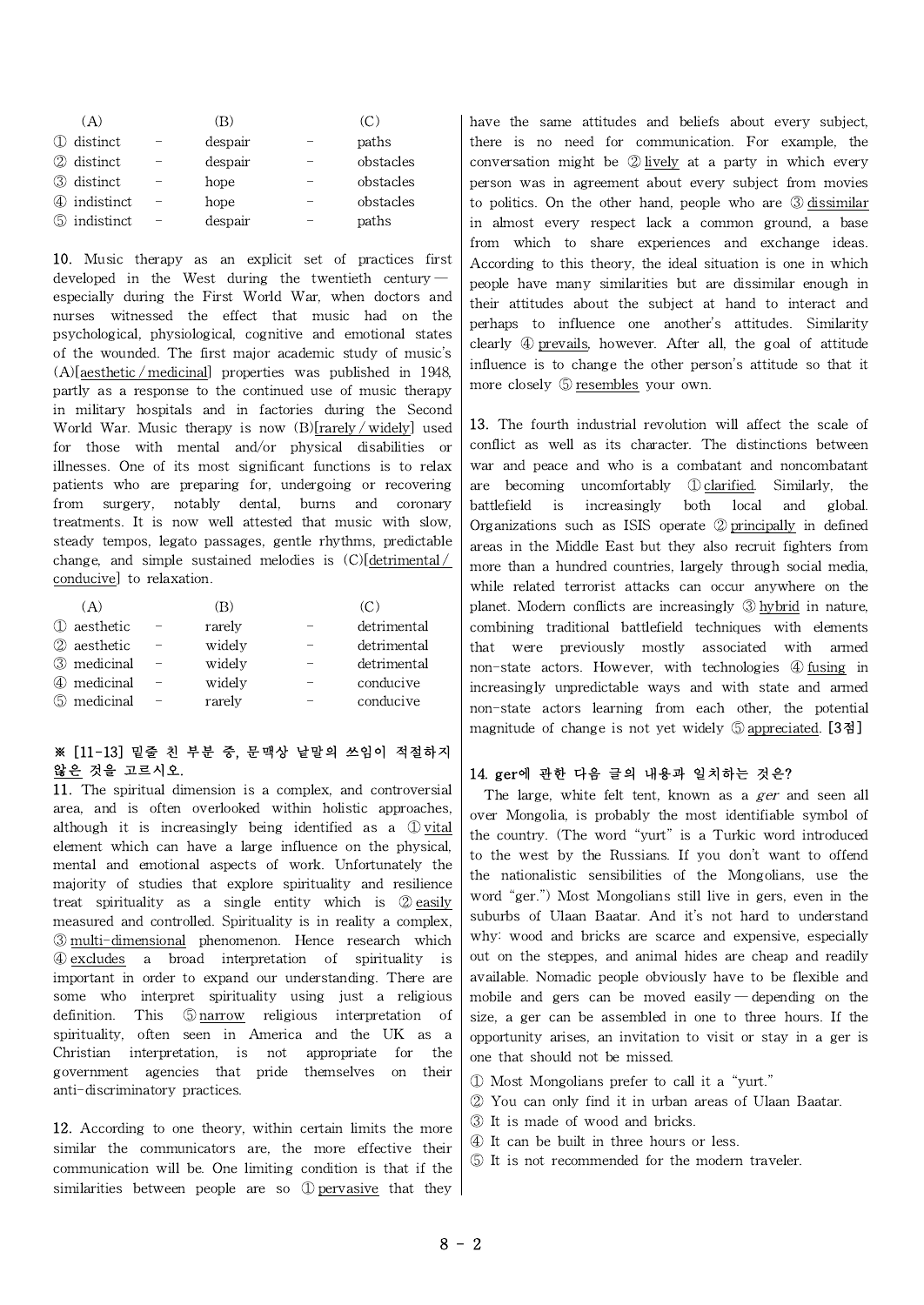| | (A) | | (B) | | (C) |
|---|---|---|---|---|---|
| ① | distinct | – | despair | – | paths |
| ② | distinct | – | despair | – | obstacles |
| ③ | distinct | – | hope | – | obstacles |
| ④ | indistinct | – | hope | – | obstacles |
| ⑤ | indistinct | – | despair | – | paths |

10. Music therapy as an explicit set of practices first developed in the West during the twentieth century— especially during the First World War, when doctors and nurses witnessed the effect that music had on the psychological, physiological, cognitive and emotional states of the wounded. The first major academic study of music's (A)[aesthetic / medicinal] properties was published in 1948, partly as a response to the continued use of music therapy in military hospitals and in factories during the Second World War. Music therapy is now (B)[rarely / widely] used for those with mental and/or physical disabilities or illnesses. One of its most significant functions is to relax patients who are preparing for, undergoing or recovering from surgery, notably dental, burns and coronary treatments. It is now well attested that music with slow, steady tempos, legato passages, gentle rhythms, predictable change, and simple sustained melodies is (C)[detrimental / conducive] to relaxation.

| | (A) | | (B) | | (C) |
|---|---|---|---|---|---|
| ① | aesthetic | – | rarely | – | detrimental |
| ② | aesthetic | – | widely | – | detrimental |
| ③ | medicinal | – | widely | – | detrimental |
| ④ | medicinal | – | widely | – | conducive |
| ⑤ | medicinal | – | rarely | – | conducive |

**※ [11-13] 밑줄 친 부분 중, 문맥상 낱말의 쓰임이 적절하지 않은 것을 고르시오.**

11. The spiritual dimension is a complex, and controversial area, and is often overlooked within holistic approaches, although it is increasingly being identified as a ① vital element which can have a large influence on the physical, mental and emotional aspects of work. Unfortunately the majority of studies that explore spirituality and resilience treat spirituality as a single entity which is ② easily measured and controlled. Spirituality is in reality a complex, ③ multi-dimensional phenomenon. Hence research which ④ excludes a broad interpretation of spirituality is important in order to expand our understanding. There are some who interpret spirituality using just a religious definition. This ⑤ narrow religious interpretation of spirituality, often seen in America and the UK as a Christian interpretation, is not appropriate for the government agencies that pride themselves on their anti-discriminatory practices.

12. According to one theory, within certain limits the more similar the communicators are, the more effective their communication will be. One limiting condition is that if the similarities between people are so ① pervasive that they have the same attitudes and beliefs about every subject, there is no need for communication. For example, the conversation might be ② lively at a party in which every person was in agreement about every subject from movies to politics. On the other hand, people who are ③ dissimilar in almost every respect lack a common ground, a base from which to share experiences and exchange ideas. According to this theory, the ideal situation is one in which people have many similarities but are dissimilar enough in their attitudes about the subject at hand to interact and perhaps to influence one another's attitudes. Similarity clearly ④ prevails, however. After all, the goal of attitude influence is to change the other person's attitude so that it more closely ⑤ resembles your own.

13. The fourth industrial revolution will affect the scale of conflict as well as its character. The distinctions between war and peace and who is a combatant and noncombatant are becoming uncomfortably ① clarified. Similarly, the battlefield is increasingly both local and global. Organizations such as ISIS operate ② principally in defined areas in the Middle East but they also recruit fighters from more than a hundred countries, largely through social media, while related terrorist attacks can occur anywhere on the planet. Modern conflicts are increasingly ③ hybrid in nature, combining traditional battlefield techniques with elements that were previously mostly associated with armed non-state actors. However, with technologies ④ fusing in increasingly unpredictable ways and with state and armed non-state actors learning from each other, the potential magnitude of change is not yet widely ⑤ appreciated. **[3점]**

**14. ger에 관한 다음 글의 내용과 일치하는 것은?**

The large, white felt tent, known as a *ger* and seen all over Mongolia, is probably the most identifiable symbol of the country. (The word "yurt" is a Turkic word introduced to the west by the Russians. If you don't want to offend the nationalistic sensibilities of the Mongolians, use the word "ger.") Most Mongolians still live in gers, even in the suburbs of Ulaan Baatar. And it's not hard to understand why: wood and bricks are scarce and expensive, especially out on the steppes, and animal hides are cheap and readily available. Nomadic people obviously have to be flexible and mobile and gers can be moved easily—depending on the size, a ger can be assembled in one to three hours. If the opportunity arises, an invitation to visit or stay in a ger is one that should not be missed.

① Most Mongolians prefer to call it a "yurt."
② You can only find it in urban areas of Ulaan Baatar.
③ It is made of wood and bricks.
④ It can be built in three hours or less.
⑤ It is not recommended for the modern traveler.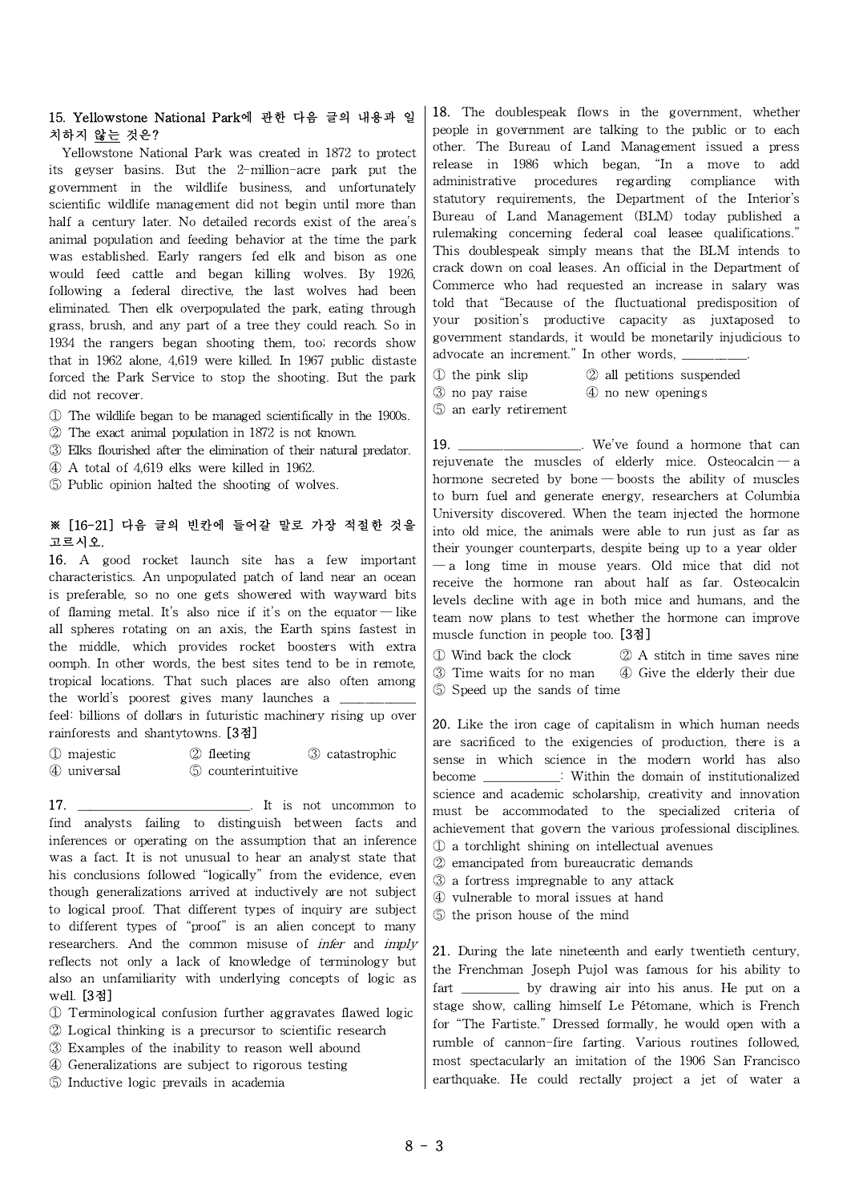**15. Yellowstone National Park에 관한 다음 글의 내용과 일치하지 않는 것은?**

Yellowstone National Park was created in 1872 to protect its geyser basins. But the 2-million-acre park put the government in the wildlife business, and unfortunately scientific wildlife management did not begin until more than half a century later. No detailed records exist of the area's animal population and feeding behavior at the time the park was established. Early rangers fed elk and bison as one would feed cattle and began killing wolves. By 1926, following a federal directive, the last wolves had been eliminated. Then elk overpopulated the park, eating through grass, brush, and any part of a tree they could reach. So in 1934 the rangers began shooting them, too; records show that in 1962 alone, 4,619 were killed. In 1967 public distaste forced the Park Service to stop the shooting. But the park did not recover.

① The wildlife began to be managed scientifically in the 1900s.
② The exact animal population in 1872 is not known.
③ Elks flourished after the elimination of their natural predator.
④ A total of 4,619 elks were killed in 1962.
⑤ Public opinion halted the shooting of wolves.

**※ [16-21] 다음 글의 빈칸에 들어갈 말로 가장 적절한 것을 고르시오.**

16. A good rocket launch site has a few important characteristics. An unpopulated patch of land near an ocean is preferable, so no one gets showered with wayward bits of flaming metal. It's also nice if it's on the equator — like all spheres rotating on an axis, the Earth spins fastest in the middle, which provides rocket boosters with extra oomph. In other words, the best sites tend to be in remote, tropical locations. That such places are also often among the world's poorest gives many launches a __________ feel: billions of dollars in futuristic machinery rising up over rainforests and shantytowns. [3점]

① majestic ② fleeting ③ catastrophic
④ universal ⑤ counterintuitive

17. ______________________. It is not uncommon to find analysts failing to distinguish between facts and inferences or operating on the assumption that an inference was a fact. It is not unusual to hear an analyst state that his conclusions followed "logically" from the evidence, even though generalizations arrived at inductively are not subject to logical proof. That different types of inquiry are subject to different types of "proof" is an alien concept to many researchers. And the common misuse of *infer* and *imply* reflects not only a lack of knowledge of terminology but also an unfamiliarity with underlying concepts of logic as well. [3점]

① Terminological confusion further aggravates flawed logic
② Logical thinking is a precursor to scientific research
③ Examples of the inability to reason well abound
④ Generalizations are subject to rigorous testing
⑤ Inductive logic prevails in academia

18. The doublespeak flows in the government, whether people in government are talking to the public or to each other. The Bureau of Land Management issued a press release in 1986 which began, "In a move to add administrative procedures regarding compliance with statutory requirements, the Department of the Interior's Bureau of Land Management (BLM) today published a rulemaking concerning federal coal leasee qualifications." This doublespeak simply means that the BLM intends to crack down on coal leases. An official in the Department of Commerce who had requested an increase in salary was told that "Because of the fluctuational predisposition of your position's productive capacity as juxtaposed to government standards, it would be monetarily injudicious to advocate an increment." In other words, __________.

① the pink slip ② all petitions suspended
③ no pay raise ④ no new openings
⑤ an early retirement

19. ________________. We've found a hormone that can rejuvenate the muscles of elderly mice. Osteocalcin — a hormone secreted by bone — boosts the ability of muscles to burn fuel and generate energy, researchers at Columbia University discovered. When the team injected the hormone into old mice, the animals were able to run just as far as their younger counterparts, despite being up to a year older — a long time in mouse years. Old mice that did not receive the hormone ran about half as far. Osteocalcin levels decline with age in both mice and humans, and the team now plans to test whether the hormone can improve muscle function in people too. [3점]

① Wind back the clock ② A stitch in time saves nine
③ Time waits for no man ④ Give the elderly their due
⑤ Speed up the sands of time

20. Like the iron cage of capitalism in which human needs are sacrificed to the exigencies of production, there is a sense in which science in the modern world has also become ____________: Within the domain of institutionalized science and academic scholarship, creativity and innovation must be accommodated to the specialized criteria of achievement that govern the various professional disciplines.

① a torchlight shining on intellectual avenues
② emancipated from bureaucratic demands
③ a fortress impregnable to any attack
④ vulnerable to moral issues at hand
⑤ the prison house of the mind

21. During the late nineteenth and early twentieth century, the Frenchman Joseph Pujol was famous for his ability to fart _________ by drawing air into his anus. He put on a stage show, calling himself Le Pétomane, which is French for "The Fartiste." Dressed formally, he would open with a rumble of cannon-fire farting. Various routines followed, most spectacularly an imitation of the 1906 San Francisco earthquake. He could rectally project a jet of water a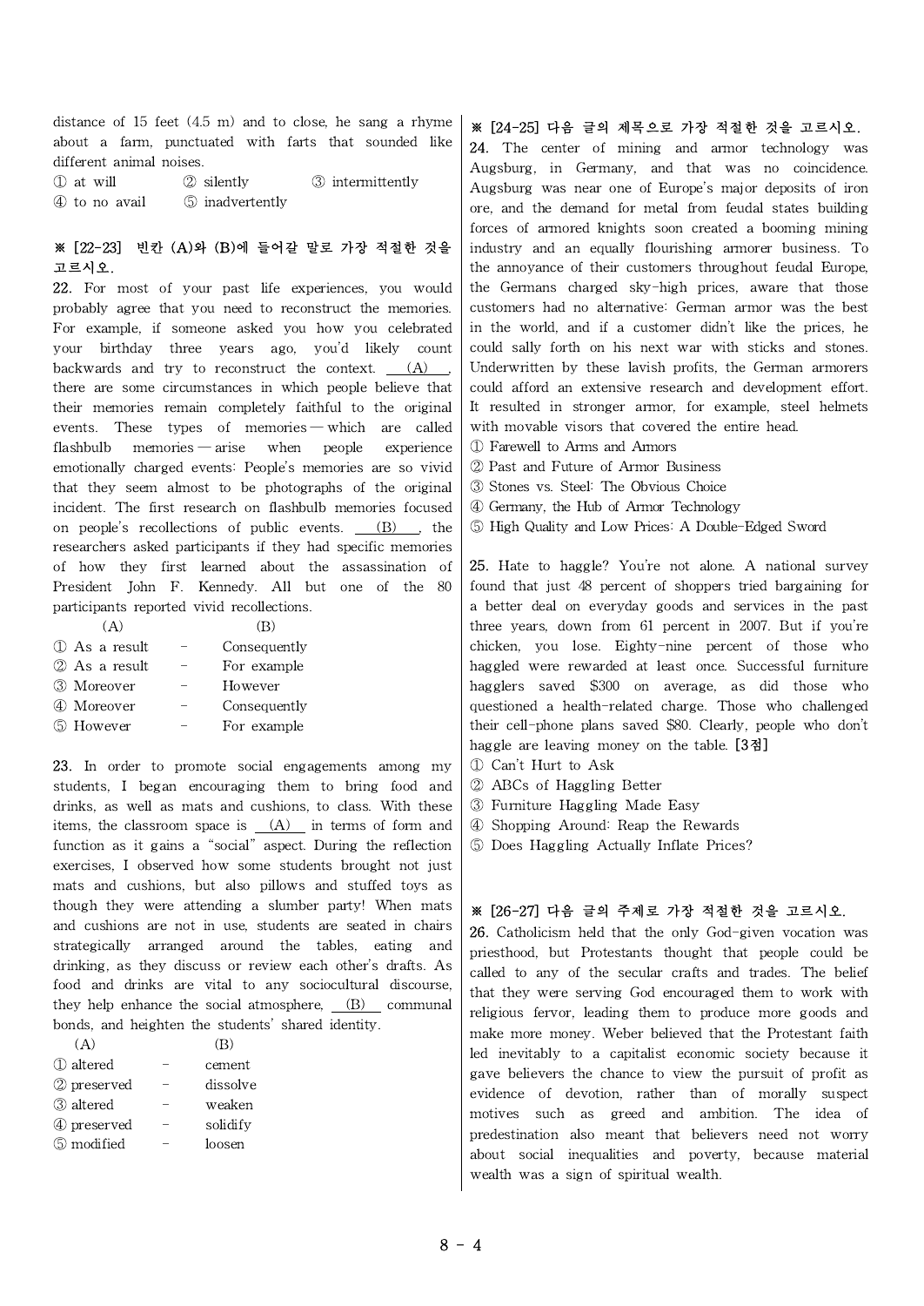distance of 15 feet (4.5 m) and to close, he sang a rhyme about a farm, punctuated with farts that sounded like different animal noises.

① at will ② silently ③ intermittently
④ to no avail ⑤ inadvertently

※ [22-23] 빈칸 (A)와 (B)에 들어갈 말로 가장 적절한 것을 고르시오.

22. For most of your past life experiences, you would probably agree that you need to reconstruct the memories. For example, if someone asked you how you celebrated your birthday three years ago, you'd likely count backwards and try to reconstruct the context. ___(A)___, there are some circumstances in which people believe that their memories remain completely faithful to the original events. These types of memories — which are called flashbulb memories — arise when people experience emotionally charged events: People's memories are so vivid that they seem almost to be photographs of the original incident. The first research on flashbulb memories focused on people's recollections of public events. ___(B)___, the researchers asked participants if they had specific memories of how they first learned about the assassination of President John F. Kennedy. All but one of the 80 participants reported vivid recollections.

| | (A) | | (B) |
|---|---|---|---|
| ① | As a result | - | Consequently |
| ② | As a result | - | For example |
| ③ | Moreover | - | However |
| ④ | Moreover | - | Consequently |
| ⑤ | However | - | For example |

23. In order to promote social engagements among my students, I began encouraging them to bring food and drinks, as well as mats and cushions, to class. With these items, the classroom space is ___(A)___ in terms of form and function as it gains a "social" aspect. During the reflection exercises, I observed how some students brought not just mats and cushions, but also pillows and stuffed toys as though they were attending a slumber party! When mats and cushions are not in use, students are seated in chairs strategically arranged around the tables, eating and drinking, as they discuss or review each other's drafts. As food and drinks are vital to any sociocultural discourse, they help enhance the social atmosphere, ___(B)___ communal bonds, and heighten the students' shared identity.

| | (A) | | (B) |
|---|---|---|---|
| ① | altered | - | cement |
| ② | preserved | - | dissolve |
| ③ | altered | - | weaken |
| ④ | preserved | - | solidify |
| ⑤ | modified | - | loosen |

※ [24-25] 다음 글의 제목으로 가장 적절한 것을 고르시오.

24. The center of mining and armor technology was Augsburg, in Germany, and that was no coincidence. Augsburg was near one of Europe's major deposits of iron ore, and the demand for metal from feudal states building forces of armored knights soon created a booming mining industry and an equally flourishing armorer business. To the annoyance of their customers throughout feudal Europe, the Germans charged sky-high prices, aware that those customers had no alternative: German armor was the best in the world, and if a customer didn't like the prices, he could sally forth on his next war with sticks and stones. Underwritten by these lavish profits, the German armorers could afford an extensive research and development effort. It resulted in stronger armor, for example, steel helmets with movable visors that covered the entire head.

① Farewell to Arms and Armors
② Past and Future of Armor Business
③ Stones vs. Steel: The Obvious Choice
④ Germany, the Hub of Armor Technology
⑤ High Quality and Low Prices: A Double-Edged Sword

25. Hate to haggle? You're not alone. A national survey found that just 48 percent of shoppers tried bargaining for a better deal on everyday goods and services in the past three years, down from 61 percent in 2007. But if you're chicken, you lose. Eighty-nine percent of those who haggled were rewarded at least once. Successful furniture hagglers saved $300 on average, as did those who questioned a health-related charge. Those who challenged their cell-phone plans saved $80. Clearly, people who don't haggle are leaving money on the table. [3점]

① Can't Hurt to Ask
② ABCs of Haggling Better
③ Furniture Haggling Made Easy
④ Shopping Around: Reap the Rewards
⑤ Does Haggling Actually Inflate Prices?

※ [26-27] 다음 글의 주제로 가장 적절한 것을 고르시오.

26. Catholicism held that the only God-given vocation was priesthood, but Protestants thought that people could be called to any of the secular crafts and trades. The belief that they were serving God encouraged them to work with religious fervor, leading them to produce more goods and make more money. Weber believed that the Protestant faith led inevitably to a capitalist economic society because it gave believers the chance to view the pursuit of profit as evidence of devotion, rather than of morally suspect motives such as greed and ambition. The idea of predestination also meant that believers need not worry about social inequalities and poverty, because material wealth was a sign of spiritual wealth.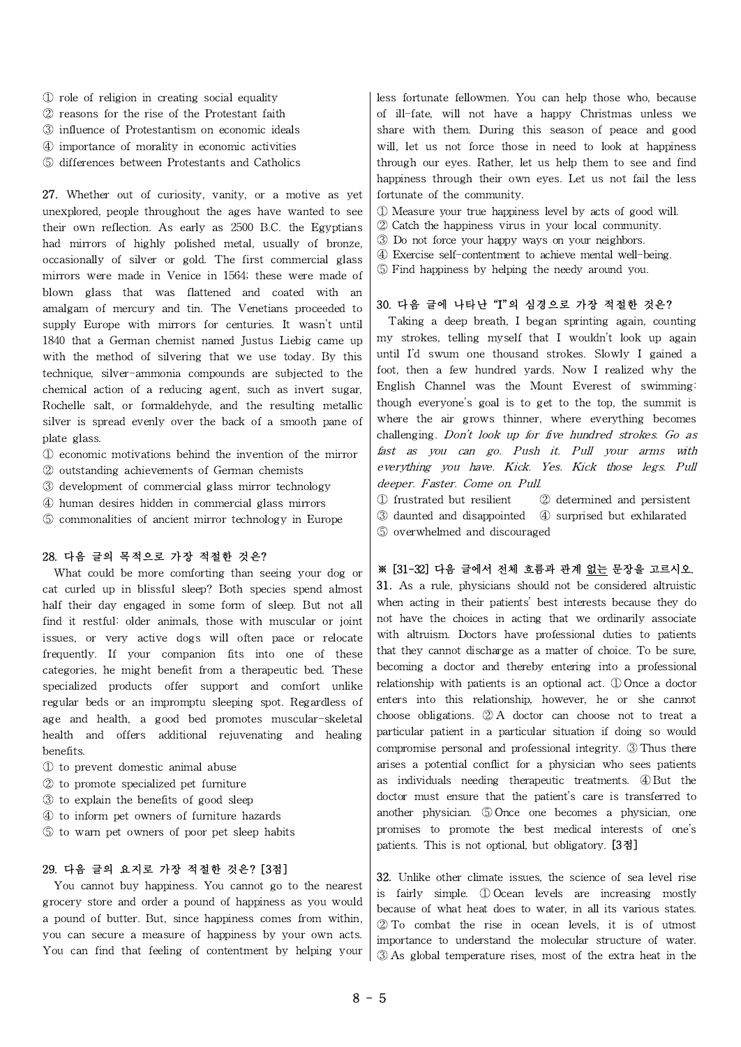① role of religion in creating social equality
② reasons for the rise of the Protestant faith
③ influence of Protestantism on economic ideals
④ importance of morality in economic activities
⑤ differences between Protestants and Catholics

27. Whether out of curiosity, vanity, or a motive as yet unexplored, people throughout the ages have wanted to see their own reflection. As early as 2500 B.C. the Egyptians had mirrors of highly polished metal, usually of bronze, occasionally of silver or gold. The first commercial glass mirrors were made in Venice in 1564; these were made of blown glass that was flattened and coated with an amalgam of mercury and tin. The Venetians proceeded to supply Europe with mirrors for centuries. It wasn't until 1840 that a German chemist named Justus Liebig came up with the method of silvering that we use today. By this technique, silver-ammonia compounds are subjected to the chemical action of a reducing agent, such as invert sugar, Rochelle salt, or formaldehyde, and the resulting metallic silver is spread evenly over the back of a smooth pane of plate glass.

① economic motivations behind the invention of the mirror
② outstanding achievements of German chemists
③ development of commercial glass mirror technology
④ human desires hidden in commercial glass mirrors
⑤ commonalities of ancient mirror technology in Europe

**28. 다음 글의 목적으로 가장 적절한 것은?**

What could be more comforting than seeing your dog or cat curled up in blissful sleep? Both species spend almost half their day engaged in some form of sleep. But not all find it restful: older animals, those with muscular or joint issues, or very active dogs will often pace or relocate frequently. If your companion fits into one of these categories, he might benefit from a therapeutic bed. These specialized products offer support and comfort unlike regular beds or an impromptu sleeping spot. Regardless of age and health, a good bed promotes muscular-skeletal health and offers additional rejuvenating and healing benefits.

① to prevent domestic animal abuse
② to promote specialized pet furniture
③ to explain the benefits of good sleep
④ to inform pet owners of furniture hazards
⑤ to warn pet owners of poor pet sleep habits

**29. 다음 글의 요지로 가장 적절한 것은? [3점]**

You cannot buy happiness. You cannot go to the nearest grocery store and order a pound of happiness as you would a pound of butter. But, since happiness comes from within, you can secure a measure of happiness by your own acts. You can find that feeling of contentment by helping your less fortunate fellowmen. You can help those who, because of ill-fate, will not have a happy Christmas unless we share with them. During this season of peace and good will, let us not force those in need to look at happiness through our eyes. Rather, let us help them to see and find happiness through their own eyes. Let us not fail the less fortunate of the community.

① Measure your true happiness level by acts of good will.
② Catch the happiness virus in your local community.
③ Do not force your happy ways on your neighbors.
④ Exercise self-contentment to achieve mental well-being.
⑤ Find happiness by helping the needy around you.

**30. 다음 글에 나타난 "I"의 심경으로 가장 적절한 것은?**

Taking a deep breath, I began sprinting again, counting my strokes, telling myself that I wouldn't look up again until I'd swum one thousand strokes. Slowly I gained a foot, then a few hundred yards. Now I realized why the English Channel was the Mount Everest of swimming: though everyone's goal is to get to the top, the summit is where the air grows thinner, where everything becomes challenging. *Don't look up for five hundred strokes. Go as fast as you can go. Push it. Pull your arms with everything you have. Kick. Yes. Kick those legs. Pull deeper. Faster. Come on. Pull.*

① frustrated but resilient
② determined and persistent
③ daunted and disappointed
④ surprised but exhilarated
⑤ overwhelmed and discouraged

**※ [31-32] 다음 글에서 전체 흐름과 관계 없는 문장을 고르시오.**

31. As a rule, physicians should not be considered altruistic when acting in their patients' best interests because they do not have the choices in acting that we ordinarily associate with altruism. Doctors have professional duties to patients that they cannot discharge as a matter of choice. To be sure, becoming a doctor and thereby entering into a professional relationship with patients is an optional act. ① Once a doctor enters into this relationship, however, he or she cannot choose obligations. ② A doctor can choose not to treat a particular patient in a particular situation if doing so would compromise personal and professional integrity. ③ Thus there arises a potential conflict for a physician who sees patients as individuals needing therapeutic treatments. ④ But the doctor must ensure that the patient's care is transferred to another physician. ⑤ Once one becomes a physician, one promises to promote the best medical interests of one's patients. This is not optional, but obligatory. [3점]

32. Unlike other climate issues, the science of sea level rise is fairly simple. ① Ocean levels are increasing mostly because of what heat does to water, in all its various states. ② To combat the rise in ocean levels, it is of utmost importance to understand the molecular structure of water. ③ As global temperature rises, most of the extra heat in the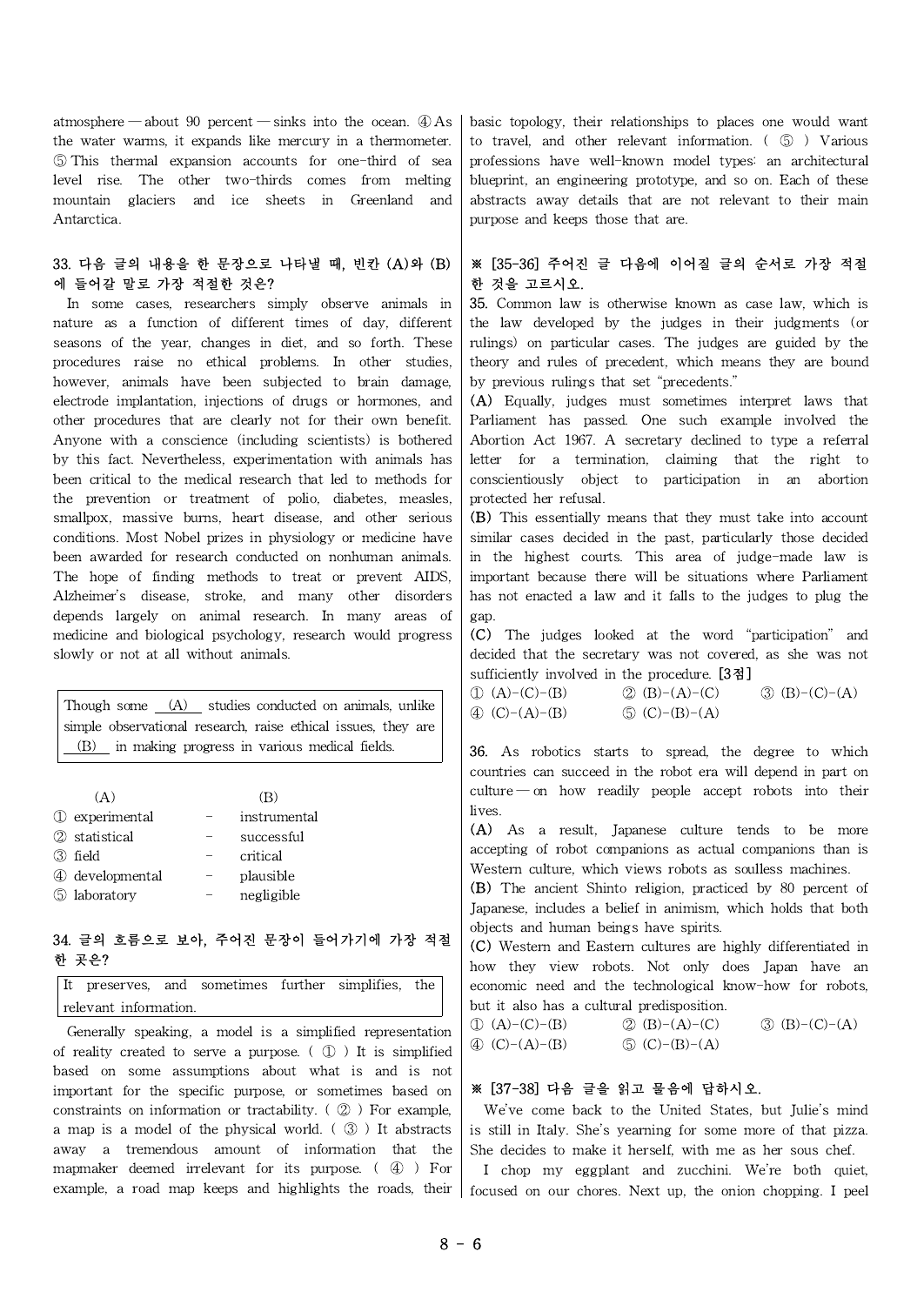atmosphere — about 90 percent — sinks into the ocean. ④ As the water warms, it expands like mercury in a thermometer. ⑤ This thermal expansion accounts for one-third of sea level rise. The other two-thirds comes from melting mountain glaciers and ice sheets in Greenland and Antarctica.

**33. 다음 글의 내용을 한 문장으로 나타낼 때, 빈칸 (A)와 (B)에 들어갈 말로 가장 적절한 것은?**

In some cases, researchers simply observe animals in nature as a function of different times of day, different seasons of the year, changes in diet, and so forth. These procedures raise no ethical problems. In other studies, however, animals have been subjected to brain damage, electrode implantation, injections of drugs or hormones, and other procedures that are clearly not for their own benefit. Anyone with a conscience (including scientists) is bothered by this fact. Nevertheless, experimentation with animals has been critical to the medical research that led to methods for the prevention or treatment of polio, diabetes, measles, smallpox, massive burns, heart disease, and other serious conditions. Most Nobel prizes in physiology or medicine have been awarded for research conducted on nonhuman animals. The hope of finding methods to treat or prevent AIDS, Alzheimer's disease, stroke, and many other disorders depends largely on animal research. In many areas of medicine and biological psychology, research would progress slowly or not at all without animals.

> Though some __(A)__ studies conducted on animals, unlike simple observational research, raise ethical issues, they are __(B)__ in making progress in various medical fields.

| (A) | | (B) |
|---|---|---|
| ① experimental | - | instrumental |
| ② statistical | - | successful |
| ③ field | - | critical |
| ④ developmental | - | plausible |
| ⑤ laboratory | - | negligible |

**34. 글의 흐름으로 보아, 주어진 문장이 들어가기에 가장 적절한 곳은?**

> It preserves, and sometimes further simplifies, the relevant information.

Generally speaking, a model is a simplified representation of reality created to serve a purpose. ( ① ) It is simplified based on some assumptions about what is and is not important for the specific purpose, or sometimes based on constraints on information or tractability. ( ② ) For example, a map is a model of the physical world. ( ③ ) It abstracts away a tremendous amount of information that the mapmaker deemed irrelevant for its purpose. ( ④ ) For example, a road map keeps and highlights the roads, their basic topology, their relationships to places one would want to travel, and other relevant information. ( ⑤ ) Various professions have well-known model types: an architectural blueprint, an engineering prototype, and so on. Each of these abstracts away details that are not relevant to their main purpose and keeps those that are.

**※ [35-36] 주어진 글 다음에 이어질 글의 순서로 가장 적절한 것을 고르시오.**

**35.** Common law is otherwise known as case law, which is the law developed by the judges in their judgments (or rulings) on particular cases. The judges are guided by the theory and rules of precedent, which means they are bound by previous rulings that set "precedents."

(A) Equally, judges must sometimes interpret laws that Parliament has passed. One such example involved the Abortion Act 1967. A secretary declined to type a referral letter for a termination, claiming that the right to conscientiously object to participation in an abortion protected her refusal.

(B) This essentially means that they must take into account similar cases decided in the past, particularly those decided in the highest courts. This area of judge-made law is important because there will be situations where Parliament has not enacted a law and it falls to the judges to plug the gap.

(C) The judges looked at the word "participation" and decided that the secretary was not covered, as she was not sufficiently involved in the procedure. [3점]

① (A)-(C)-(B)　② (B)-(A)-(C)　③ (B)-(C)-(A)
④ (C)-(A)-(B)　⑤ (C)-(B)-(A)

**36.** As robotics starts to spread, the degree to which countries can succeed in the robot era will depend in part on culture — on how readily people accept robots into their lives.

(A) As a result, Japanese culture tends to be more accepting of robot companions as actual companions than is Western culture, which views robots as soulless machines.

(B) The ancient Shinto religion, practiced by 80 percent of Japanese, includes a belief in animism, which holds that both objects and human beings have spirits.

(C) Western and Eastern cultures are highly differentiated in how they view robots. Not only does Japan have an economic need and the technological know-how for robots, but it also has a cultural predisposition.

① (A)-(C)-(B)　② (B)-(A)-(C)　③ (B)-(C)-(A)
④ (C)-(A)-(B)　⑤ (C)-(B)-(A)

**※ [37-38] 다음 글을 읽고 물음에 답하시오.**

We've come back to the United States, but Julie's mind is still in Italy. She's yearning for some more of that pizza. She decides to make it herself, with me as her sous chef.

I chop my eggplant and zucchini. We're both quiet, focused on our chores. Next up, the onion chopping. I peel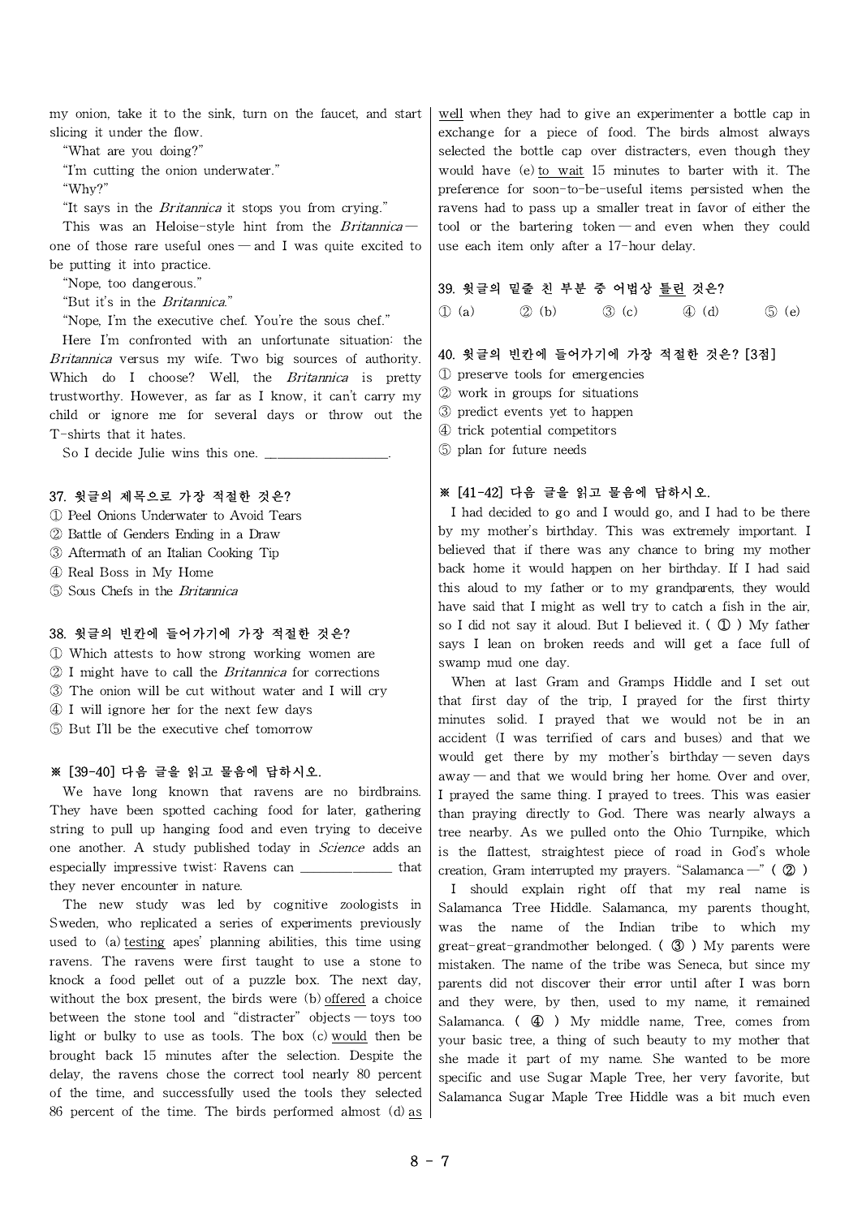my onion, take it to the sink, turn on the faucet, and start slicing it under the flow.

"What are you doing?"

"I'm cutting the onion underwater."

"Why?"

"It says in the *Britannica* it stops you from crying."

This was an Heloise-style hint from the *Britannica* — one of those rare useful ones — and I was quite excited to be putting it into practice.

"Nope, too dangerous."

"But it's in the *Britannica*."

"Nope, I'm the executive chef. You're the sous chef."

Here I'm confronted with an unfortunate situation: the *Britannica* versus my wife. Two big sources of authority. Which do I choose? Well, the *Britannica* is pretty trustworthy. However, as far as I know, it can't carry my child or ignore me for several days or throw out the T-shirts that it hates.

So I decide Julie wins this one. _______________.

**37. 윗글의 제목으로 가장 적절한 것은?**

① Peel Onions Underwater to Avoid Tears
② Battle of Genders Ending in a Draw
③ Aftermath of an Italian Cooking Tip
④ Real Boss in My Home
⑤ Sous Chefs in the *Britannica*

**38. 윗글의 빈칸에 들어가기에 가장 적절한 것은?**

① Which attests to how strong working women are
② I might have to call the *Britannica* for corrections
③ The onion will be cut without water and I will cry
④ I will ignore her for the next few days
⑤ But I'll be the executive chef tomorrow

**※ [39-40] 다음 글을 읽고 물음에 답하시오.**

We have long known that ravens are no birdbrains. They have been spotted caching food for later, gathering string to pull up hanging food and even trying to deceive one another. A study published today in *Science* adds an especially impressive twist: Ravens can ___________ that they never encounter in nature.

The new study was led by cognitive zoologists in Sweden, who replicated a series of experiments previously used to (a) testing apes' planning abilities, this time using ravens. The ravens were first taught to use a stone to knock a food pellet out of a puzzle box. The next day, without the box present, the birds were (b) offered a choice between the stone tool and "distracter" objects — toys too light or bulky to use as tools. The box (c) would then be brought back 15 minutes after the selection. Despite the delay, the ravens chose the correct tool nearly 80 percent of the time, and successfully used the tools they selected 86 percent of the time. The birds performed almost (d) as well when they had to give an experimenter a bottle cap in exchange for a piece of food. The birds almost always selected the bottle cap over distracters, even though they would have (e) to wait 15 minutes to barter with it. The preference for soon-to-be-useful items persisted when the ravens had to pass up a smaller treat in favor of either the tool or the bartering token — and even when they could use each item only after a 17-hour delay.

**39. 윗글의 밑줄 친 부분 중 어법상 틀린 것은?**

① (a) ② (b) ③ (c) ④ (d) ⑤ (e)

**40. 윗글의 빈칸에 들어가기에 가장 적절한 것은? [3점]**

① preserve tools for emergencies
② work in groups for situations
③ predict events yet to happen
④ trick potential competitors
⑤ plan for future needs

**※ [41-42] 다음 글을 읽고 물음에 답하시오.**

I had decided to go and I would go, and I had to be there by my mother's birthday. This was extremely important. I believed that if there was any chance to bring my mother back home it would happen on her birthday. If I had said this aloud to my father or to my grandparents, they would have said that I might as well try to catch a fish in the air, so I did not say it aloud. But I believed it. ( ① ) My father says I lean on broken reeds and will get a face full of swamp mud one day.

When at last Gram and Gramps Hiddle and I set out that first day of the trip, I prayed for the first thirty minutes solid. I prayed that we would not be in an accident (I was terrified of cars and buses) and that we would get there by my mother's birthday — seven days away — and that we would bring her home. Over and over, I prayed the same thing. I prayed to trees. This was easier than praying directly to God. There was nearly always a tree nearby. As we pulled onto the Ohio Turnpike, which is the flattest, straightest piece of road in God's whole creation, Gram interrupted my prayers. "Salamanca —" ( ② )

I should explain right off that my real name is Salamanca Tree Hiddle. Salamanca, my parents thought, was the name of the Indian tribe to which my great-great-grandmother belonged. ( ③ ) My parents were mistaken. The name of the tribe was Seneca, but since my parents did not discover their error until after I was born and they were, by then, used to my name, it remained Salamanca. ( ④ ) My middle name, Tree, comes from your basic tree, a thing of such beauty to my mother that she made it part of my name. She wanted to be more specific and use Sugar Maple Tree, her very favorite, but Salamanca Sugar Maple Tree Hiddle was a bit much even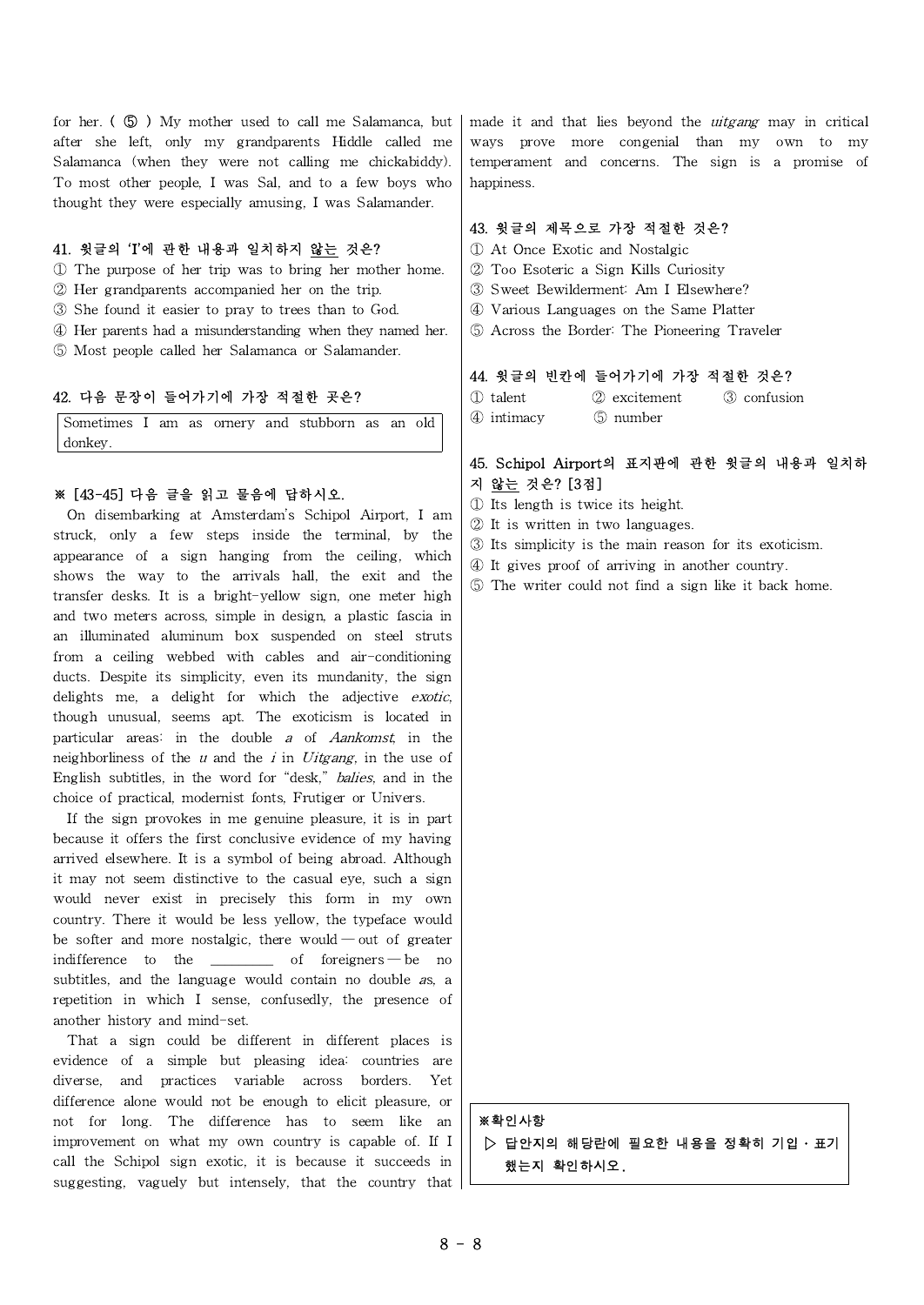for her. ( ⑤ ) My mother used to call me Salamanca, but after she left, only my grandparents Hiddle called me Salamanca (when they were not calling me chickabiddy). To most other people, I was Sal, and to a few boys who thought they were especially amusing, I was Salamander.

41. 윗글의 'I'에 관한 내용과 일치하지 않는 것은?

① The purpose of her trip was to bring her mother home.
② Her grandparents accompanied her on the trip.
③ She found it easier to pray to trees than to God.
④ Her parents had a misunderstanding when they named her.
⑤ Most people called her Salamanca or Salamander.

42. 다음 문장이 들어가기에 가장 적절한 곳은?

> Sometimes I am as ornery and stubborn as an old donkey.

※ [43-45] 다음 글을 읽고 물음에 답하시오.

On disembarking at Amsterdam's Schipol Airport, I am struck, only a few steps inside the terminal, by the appearance of a sign hanging from the ceiling, which shows the way to the arrivals hall, the exit and the transfer desks. It is a bright-yellow sign, one meter high and two meters across, simple in design, a plastic fascia in an illuminated aluminum box suspended on steel struts from a ceiling webbed with cables and air-conditioning ducts. Despite its simplicity, even its mundanity, the sign delights me, a delight for which the adjective *exotic*, though unusual, seems apt. The exoticism is located in particular areas: in the double *a* of *Aankomst*, in the neighborliness of the *u* and the *i* in *Uitgang*, in the use of English subtitles, in the word for "desk," *balies*, and in the choice of practical, modernist fonts, Frutiger or Univers.

If the sign provokes in me genuine pleasure, it is in part because it offers the first conclusive evidence of my having arrived elsewhere. It is a symbol of being abroad. Although it may not seem distinctive to the casual eye, such a sign would never exist in precisely this form in my own country. There it would be less yellow, the typeface would be softer and more nostalgic, there would — out of greater indifference to the ________ of foreigners — be no subtitles, and the language would contain no double *a*s, a repetition in which I sense, confusedly, the presence of another history and mind-set.

That a sign could be different in different places is evidence of a simple but pleasing idea: countries are diverse, and practices variable across borders. Yet difference alone would not be enough to elicit pleasure, or not for long. The difference has to seem like an improvement on what my own country is capable of. If I call the Schipol sign exotic, it is because it succeeds in suggesting, vaguely but intensely, that the country that made it and that lies beyond the *uitgang* may in critical ways prove more congenial than my own to my temperament and concerns. The sign is a promise of happiness.

43. 윗글의 제목으로 가장 적절한 것은?

① At Once Exotic and Nostalgic
② Too Esoteric a Sign Kills Curiosity
③ Sweet Bewilderment: Am I Elsewhere?
④ Various Languages on the Same Platter
⑤ Across the Border: The Pioneering Traveler

44. 윗글의 빈칸에 들어가기에 가장 적절한 것은?

① talent ② excitement ③ confusion
④ intimacy ⑤ number

45. Schipol Airport의 표지판에 관한 윗글의 내용과 일치하지 않는 것은? [3점]

① Its length is twice its height.
② It is written in two languages.
③ Its simplicity is the main reason for its exoticism.
④ It gives proof of arriving in another country.
⑤ The writer could not find a sign like it back home.

※확인사항
▷ 답안지의 해당란에 필요한 내용을 정확히 기입·표기했는지 확인하시오.